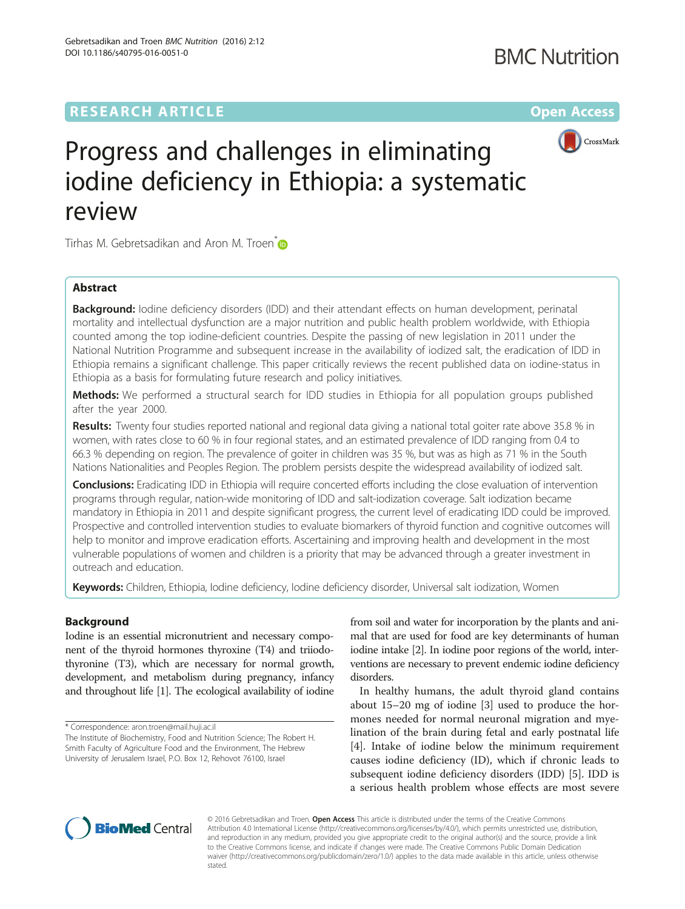RESEARCH ARTICLE

Open Access

# Progress and challenges in eliminating iodine deficiency in Ethiopia: a systematic review

Tirhas M. Gebretsadikan and Aron M. Troen*

## Abstract

**Background:** Iodine deficiency disorders (IDD) and their attendant effects on human development, perinatal mortality and intellectual dysfunction are a major nutrition and public health problem worldwide, with Ethiopia counted among the top iodine-deficient countries. Despite the passing of new legislation in 2011 under the National Nutrition Programme and subsequent increase in the availability of iodized salt, the eradication of IDD in Ethiopia remains a significant challenge. This paper critically reviews the recent published data on iodine-status in Ethiopia as a basis for formulating future research and policy initiatives.

**Methods:** We performed a structural search for IDD studies in Ethiopia for all population groups published after the year 2000.

**Results:** Twenty four studies reported national and regional data giving a national total goiter rate above 35.8 % in women, with rates close to 60 % in four regional states, and an estimated prevalence of IDD ranging from 0.4 to 66.3 % depending on region. The prevalence of goiter in children was 35 %, but was as high as 71 % in the South Nations Nationalities and Peoples Region. The problem persists despite the widespread availability of iodized salt.

**Conclusions:** Eradicating IDD in Ethiopia will require concerted efforts including the close evaluation of intervention programs through regular, nation-wide monitoring of IDD and salt-iodization coverage. Salt iodization became mandatory in Ethiopia in 2011 and despite significant progress, the current level of eradicating IDD could be improved. Prospective and controlled intervention studies to evaluate biomarkers of thyroid function and cognitive outcomes will help to monitor and improve eradication efforts. Ascertaining and improving health and development in the most vulnerable populations of women and children is a priority that may be advanced through a greater investment in outreach and education.

**Keywords:** Children, Ethiopia, Iodine deficiency, Iodine deficiency disorder, Universal salt iodization, Women

## Background

Iodine is an essential micronutrient and necessary component of the thyroid hormones thyroxine (T4) and triiodothyronine (T3), which are necessary for normal growth, development, and metabolism during pregnancy, infancy and throughout life [1]. The ecological availability of iodine from soil and water for incorporation by the plants and animal that are used for food are key determinants of human iodine intake [2]. In iodine poor regions of the world, interventions are necessary to prevent endemic iodine deficiency disorders.

In healthy humans, the adult thyroid gland contains about 15–20 mg of iodine [3] used to produce the hormones needed for normal neuronal migration and myelination of the brain during fetal and early postnatal life [4]. Intake of iodine below the minimum requirement causes iodine deficiency (ID), which if chronic leads to subsequent iodine deficiency disorders (IDD) [5]. IDD is a serious health problem whose effects are most severe

\* Correspondence: aron.troen@mail.huji.ac.il
The Institute of Biochemistry, Food and Nutrition Science; The Robert H. Smith Faculty of Agriculture Food and the Environment, The Hebrew University of Jerusalem Israel, P.O. Box 12, Rehovot 76100, Israel

© 2016 Gebretsadikan and Troen. **Open Access** This article is distributed under the terms of the Creative Commons Attribution 4.0 International License (http://creativecommons.org/licenses/by/4.0/), which permits unrestricted use, distribution, and reproduction in any medium, provided you give appropriate credit to the original author(s) and the source, provide a link to the Creative Commons license, and indicate if changes were made. The Creative Commons Public Domain Dedication waiver (http://creativecommons.org/publicdomain/zero/1.0/) applies to the data made available in this article, unless otherwise stated.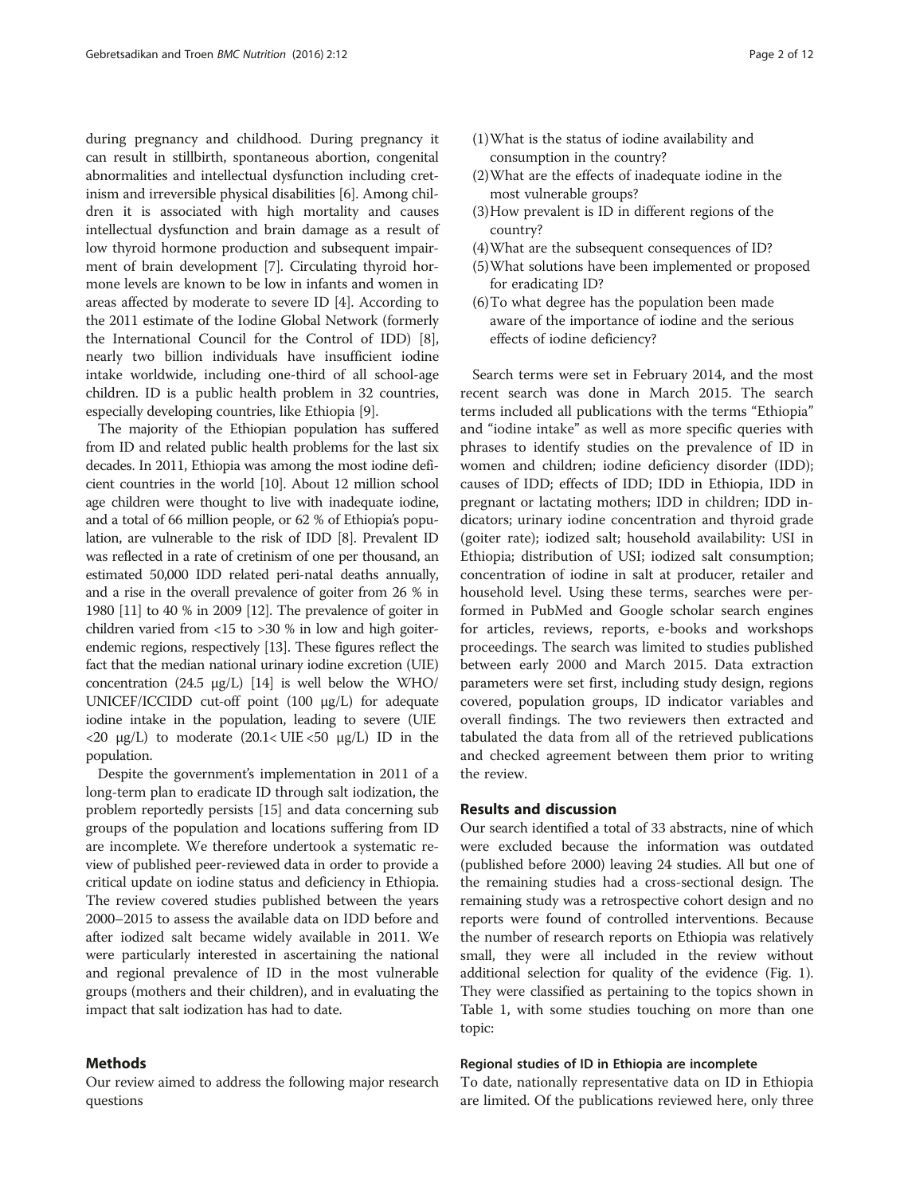during pregnancy and childhood. During pregnancy it can result in stillbirth, spontaneous abortion, congenital abnormalities and intellectual dysfunction including cretinism and irreversible physical disabilities [6]. Among children it is associated with high mortality and causes intellectual dysfunction and brain damage as a result of low thyroid hormone production and subsequent impairment of brain development [7]. Circulating thyroid hormone levels are known to be low in infants and women in areas affected by moderate to severe ID [4]. According to the 2011 estimate of the Iodine Global Network (formerly the International Council for the Control of IDD) [8], nearly two billion individuals have insufficient iodine intake worldwide, including one-third of all school-age children. ID is a public health problem in 32 countries, especially developing countries, like Ethiopia [9].

The majority of the Ethiopian population has suffered from ID and related public health problems for the last six decades. In 2011, Ethiopia was among the most iodine deficient countries in the world [10]. About 12 million school age children were thought to live with inadequate iodine, and a total of 66 million people, or 62 % of Ethiopia's population, are vulnerable to the risk of IDD [8]. Prevalent ID was reflected in a rate of cretinism of one per thousand, an estimated 50,000 IDD related peri-natal deaths annually, and a rise in the overall prevalence of goiter from 26 % in 1980 [11] to 40 % in 2009 [12]. The prevalence of goiter in children varied from <15 to >30 % in low and high goiter-endemic regions, respectively [13]. These figures reflect the fact that the median national urinary iodine excretion (UIE) concentration (24.5 μg/L) [14] is well below the WHO/UNICEF/ICCIDD cut-off point (100 μg/L) for adequate iodine intake in the population, leading to severe (UIE <20 μg/L) to moderate (20.1< UIE <50 μg/L) ID in the population.

Despite the government's implementation in 2011 of a long-term plan to eradicate ID through salt iodization, the problem reportedly persists [15] and data concerning sub groups of the population and locations suffering from ID are incomplete. We therefore undertook a systematic review of published peer-reviewed data in order to provide a critical update on iodine status and deficiency in Ethiopia. The review covered studies published between the years 2000–2015 to assess the available data on IDD before and after iodized salt became widely available in 2011. We were particularly interested in ascertaining the national and regional prevalence of ID in the most vulnerable groups (mothers and their children), and in evaluating the impact that salt iodization has had to date.

## Methods

Our review aimed to address the following major research questions

(1) What is the status of iodine availability and consumption in the country?
(2) What are the effects of inadequate iodine in the most vulnerable groups?
(3) How prevalent is ID in different regions of the country?
(4) What are the subsequent consequences of ID?
(5) What solutions have been implemented or proposed for eradicating ID?
(6) To what degree has the population been made aware of the importance of iodine and the serious effects of iodine deficiency?

Search terms were set in February 2014, and the most recent search was done in March 2015. The search terms included all publications with the terms "Ethiopia" and "iodine intake" as well as more specific queries with phrases to identify studies on the prevalence of ID in women and children; iodine deficiency disorder (IDD); causes of IDD; effects of IDD; IDD in Ethiopia, IDD in pregnant or lactating mothers; IDD in children; IDD indicators; urinary iodine concentration and thyroid grade (goiter rate); iodized salt; household availability: USI in Ethiopia; distribution of USI; iodized salt consumption; concentration of iodine in salt at producer, retailer and household level. Using these terms, searches were performed in PubMed and Google scholar search engines for articles, reviews, reports, e-books and workshops proceedings. The search was limited to studies published between early 2000 and March 2015. Data extraction parameters were set first, including study design, regions covered, population groups, ID indicator variables and overall findings. The two reviewers then extracted and tabulated the data from all of the retrieved publications and checked agreement between them prior to writing the review.

## Results and discussion

Our search identified a total of 33 abstracts, nine of which were excluded because the information was outdated (published before 2000) leaving 24 studies. All but one of the remaining studies had a cross-sectional design. The remaining study was a retrospective cohort design and no reports were found of controlled interventions. Because the number of research reports on Ethiopia was relatively small, they were all included in the review without additional selection for quality of the evidence (Fig. 1). They were classified as pertaining to the topics shown in Table 1, with some studies touching on more than one topic:

### Regional studies of ID in Ethiopia are incomplete

To date, nationally representative data on ID in Ethiopia are limited. Of the publications reviewed here, only three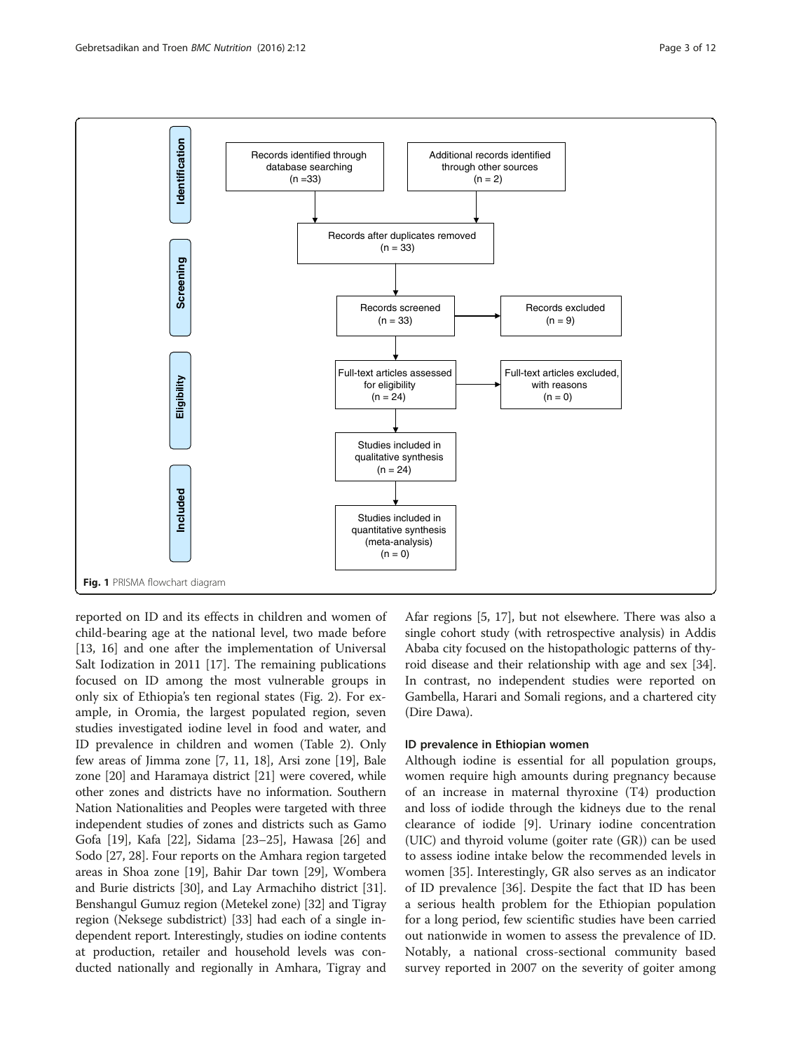**Identification**

- Records identified through database searching (n = 33)
- Additional records identified through other sources (n = 2)

**Screening**

- Records after duplicates removed (n = 33)
- Records screened (n = 33)
- Records excluded (n = 9)

**Eligibility**

- Full-text articles assessed for eligibility (n = 24)
- Full-text articles excluded, with reasons (n = 0)

**Included**

- Studies included in qualitative synthesis (n = 24)
- Studies included in quantitative synthesis (meta-analysis) (n = 0)

**Fig. 1** PRISMA flowchart diagram

reported on ID and its effects in children and women of child-bearing age at the national level, two made before [13, 16] and one after the implementation of Universal Salt Iodization in 2011 [17]. The remaining publications focused on ID among the most vulnerable groups in only six of Ethiopia's ten regional states (Fig. 2). For example, in Oromia, the largest populated region, seven studies investigated iodine level in food and water, and ID prevalence in children and women (Table 2). Only few areas of Jimma zone [7, 11, 18], Arsi zone [19], Bale zone [20] and Haramaya district [21] were covered, while other zones and districts have no information. Southern Nation Nationalities and Peoples were targeted with three independent studies of zones and districts such as Gamo Gofa [19], Kafa [22], Sidama [23–25], Hawasa [26] and Sodo [27, 28]. Four reports on the Amhara region targeted areas in Shoa zone [19], Bahir Dar town [29], Wombera and Burie districts [30], and Lay Armachiho district [31]. Benshangul Gumuz region (Metekel zone) [32] and Tigray region (Neksege subdistrict) [33] had each of a single independent report. Interestingly, studies on iodine contents at production, retailer and household levels was conducted nationally and regionally in Amhara, Tigray and Afar regions [5, 17], but not elsewhere. There was also a single cohort study (with retrospective analysis) in Addis Ababa city focused on the histopathologic patterns of thyroid disease and their relationship with age and sex [34]. In contrast, no independent studies were reported on Gambella, Harari and Somali regions, and a chartered city (Dire Dawa).

### ID prevalence in Ethiopian women

Although iodine is essential for all population groups, women require high amounts during pregnancy because of an increase in maternal thyroxine (T4) production and loss of iodide through the kidneys due to the renal clearance of iodide [9]. Urinary iodine concentration (UIC) and thyroid volume (goiter rate (GR)) can be used to assess iodine intake below the recommended levels in women [35]. Interestingly, GR also serves as an indicator of ID prevalence [36]. Despite the fact that ID has been a serious health problem for the Ethiopian population for a long period, few scientific studies have been carried out nationwide in women to assess the prevalence of ID. Notably, a national cross-sectional community based survey reported in 2007 on the severity of goiter among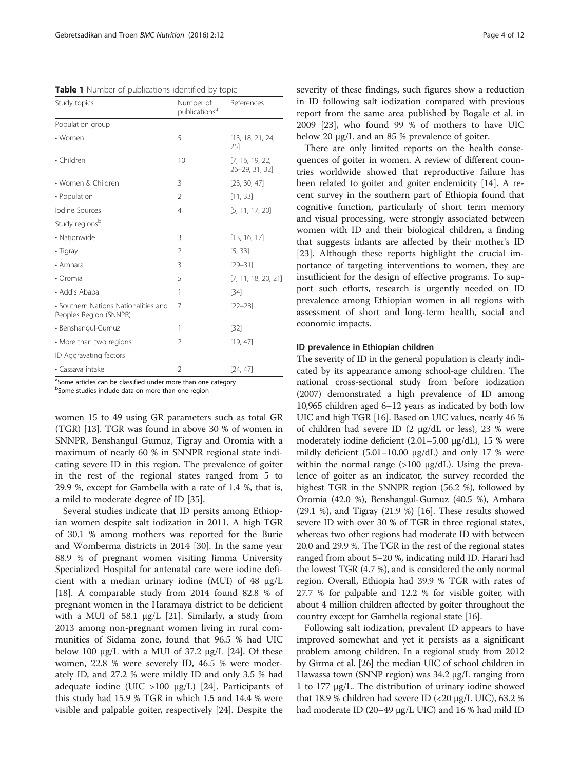**Table 1** Number of publications identified by topic

| Study topics | Number of publications[a] | References |
|---|---|---|
| Population group | | |
| • Women | 5 | [13, 18, 21, 24, 25] |
| • Children | 10 | [7, 16, 19, 22, 26–29, 31, 32] |
| • Women & Children | 3 | [23, 30, 47] |
| • Population | 2 | [11, 33] |
| Iodine Sources | 4 | [5, 11, 17, 20] |
| Study regions[b] | | |
| • Nationwide | 3 | [13, 16, 17] |
| • Tigray | 2 | [5, 33] |
| • Amhara | 3 | [29–31] |
| • Oromia | 5 | [7, 11, 18, 20, 21] |
| • Addis Ababa | 1 | [34] |
| • Southern Nations Nationalities and Peoples Region (SNNPR) | 7 | [22–28] |
| • Benshangul-Gumuz | 1 | [32] |
| • More than two regions | 2 | [19, 47] |
| ID Aggravating factors | | |
| • Cassava intake | 2 | [24, 47] |

[a]Some articles can be classified under more than one category
[b]Some studies include data on more than one region

women 15 to 49 using GR parameters such as total GR (TGR) [13]. TGR was found in above 30 % of women in SNNPR, Benshangul Gumuz, Tigray and Oromia with a maximum of nearly 60 % in SNNPR regional state indicating severe ID in this region. The prevalence of goiter in the rest of the regional states ranged from 5 to 29.9 %, except for Gambella with a rate of 1.4 %, that is, a mild to moderate degree of ID [35].

Several studies indicate that ID persits among Ethiopian women despite salt iodization in 2011. A high TGR of 30.1 % among mothers was reported for the Burie and Womberma districts in 2014 [30]. In the same year 88.9 % of pregnant women visiting Jimma University Specialized Hospital for antenatal care were iodine deficient with a median urinary iodine (MUI) of 48 μg/L [18]. A comparable study from 2014 found 82.8 % of pregnant women in the Haramaya district to be deficient with a MUI of 58.1 μg/L [21]. Similarly, a study from 2013 among non-pregnant women living in rural communities of Sidama zone, found that 96.5 % had UIC below 100 μg/L with a MUI of 37.2 μg/L [24]. Of these women, 22.8 % were severely ID, 46.5 % were moderately ID, and 27.2 % were mildly ID and only 3.5 % had adequate iodine (UIC >100 μg/L) [24]. Participants of this study had 15.9 % TGR in which 1.5 and 14.4 % were visible and palpable goiter, respectively [24]. Despite the severity of these findings, such figures show a reduction in ID following salt iodization compared with previous report from the same area published by Bogale et al. in 2009 [23], who found 99 % of mothers to have UIC below 20 μg/L and an 85 % prevalence of goiter.

There are only limited reports on the health consequences of goiter in women. A review of different countries worldwide showed that reproductive failure has been related to goiter and goiter endemicity [14]. A recent survey in the southern part of Ethiopia found that cognitive function, particularly of short term memory and visual processing, were strongly associated between women with ID and their biological children, a finding that suggests infants are affected by their mother's ID [23]. Although these reports highlight the crucial importance of targeting interventions to women, they are insufficient for the design of effective programs. To support such efforts, research is urgently needed on ID prevalence among Ethiopian women in all regions with assessment of short and long-term health, social and economic impacts.

#### ID prevalence in Ethiopian children

The severity of ID in the general population is clearly indicated by its appearance among school-age children. The national cross-sectional study from before iodization (2007) demonstrated a high prevalence of ID among 10,965 children aged 6–12 years as indicated by both low UIC and high TGR [16]. Based on UIC values, nearly 46 % of children had severe ID (2 μg/dL or less), 23 % were moderately iodine deficient (2.01–5.00 μg/dL), 15 % were mildly deficient (5.01–10.00 μg/dL) and only 17 % were within the normal range (>100 μg/dL). Using the prevalence of goiter as an indicator, the survey recorded the highest TGR in the SNNPR region (56.2 %), followed by Oromia (42.0 %), Benshangul-Gumuz (40.5 %), Amhara (29.1 %), and Tigray (21.9 %) [16]. These results showed severe ID with over 30 % of TGR in three regional states, whereas two other regions had moderate ID with between 20.0 and 29.9 %. The TGR in the rest of the regional states ranged from about 5–20 %, indicating mild ID. Harari had the lowest TGR (4.7 %), and is considered the only normal region. Overall, Ethiopia had 39.9 % TGR with rates of 27.7 % for palpable and 12.2 % for visible goiter, with about 4 million children affected by goiter throughout the country except for Gambella regional state [16].

Following salt iodization, prevalent ID appears to have improved somewhat and yet it persists as a significant problem among children. In a regional study from 2012 by Girma et al. [26] the median UIC of school children in Hawassa town (SNNP region) was 34.2 μg/L ranging from 1 to 177 μg/L. The distribution of urinary iodine showed that 18.9 % children had severe ID (<20 μg/L UIC), 63.2 % had moderate ID (20–49 μg/L UIC) and 16 % had mild ID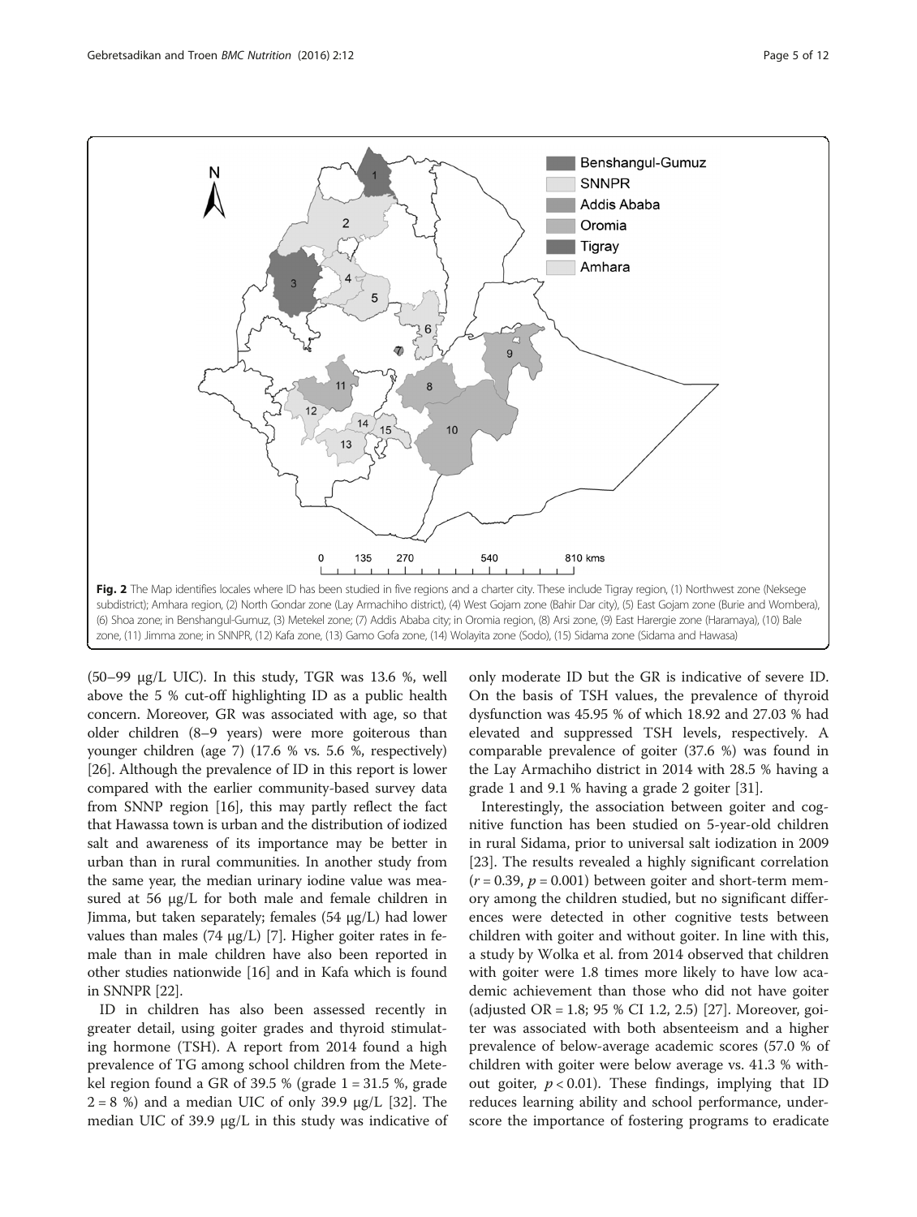**Fig. 2** The Map identifies locales where ID has been studied in five regions and a charter city. These include Tigray region, (1) Northwest zone (Neksege subdistrict); Amhara region, (2) North Gondar zone (Lay Armachiho district), (4) West Gojam zone (Bahir Dar city), (5) East Gojam zone (Burie and Wombera), (6) Shoa zone; in Benshangul-Gumuz, (3) Metekel zone; (7) Addis Ababa city; in Oromia region, (8) Arsi zone, (9) East Harergie zone (Haramaya), (10) Bale zone, (11) Jimma zone; in SNNPR, (12) Kafa zone, (13) Gamo Gofa zone, (14) Wolayita zone (Sodo), (15) Sidama zone (Sidama and Hawasa)

(50–99 μg/L UIC). In this study, TGR was 13.6 %, well above the 5 % cut-off highlighting ID as a public health concern. Moreover, GR was associated with age, so that older children (8–9 years) were more goiterous than younger children (age 7) (17.6 % vs. 5.6 %, respectively) [26]. Although the prevalence of ID in this report is lower compared with the earlier community-based survey data from SNNP region [16], this may partly reflect the fact that Hawassa town is urban and the distribution of iodized salt and awareness of its importance may be better in urban than in rural communities. In another study from the same year, the median urinary iodine value was measured at 56 μg/L for both male and female children in Jimma, but taken separately; females (54 μg/L) had lower values than males (74 μg/L) [7]. Higher goiter rates in female than in male children have also been reported in other studies nationwide [16] and in Kafa which is found in SNNPR [22].

ID in children has also been assessed recently in greater detail, using goiter grades and thyroid stimulating hormone (TSH). A report from 2014 found a high prevalence of TG among school children from the Metekel region found a GR of 39.5 % (grade 1 = 31.5 %, grade 2 = 8 %) and a median UIC of only 39.9 μg/L [32]. The median UIC of 39.9 μg/L in this study was indicative of only moderate ID but the GR is indicative of severe ID. On the basis of TSH values, the prevalence of thyroid dysfunction was 45.95 % of which 18.92 and 27.03 % had elevated and suppressed TSH levels, respectively. A comparable prevalence of goiter (37.6 %) was found in the Lay Armachiho district in 2014 with 28.5 % having a grade 1 and 9.1 % having a grade 2 goiter [31].

Interestingly, the association between goiter and cognitive function has been studied on 5-year-old children in rural Sidama, prior to universal salt iodization in 2009 [23]. The results revealed a highly significant correlation ($r = 0.39$, $p = 0.001$) between goiter and short-term memory among the children studied, but no significant differences were detected in other cognitive tests between children with goiter and without goiter. In line with this, a study by Wolka et al. from 2014 observed that children with goiter were 1.8 times more likely to have low academic achievement than those who did not have goiter (adjusted OR = 1.8; 95 % CI 1.2, 2.5) [27]. Moreover, goiter was associated with both absenteeism and a higher prevalence of below-average academic scores (57.0 % of children with goiter were below average vs. 41.3 % without goiter, $p < 0.01$). These findings, implying that ID reduces learning ability and school performance, underscore the importance of fostering programs to eradicate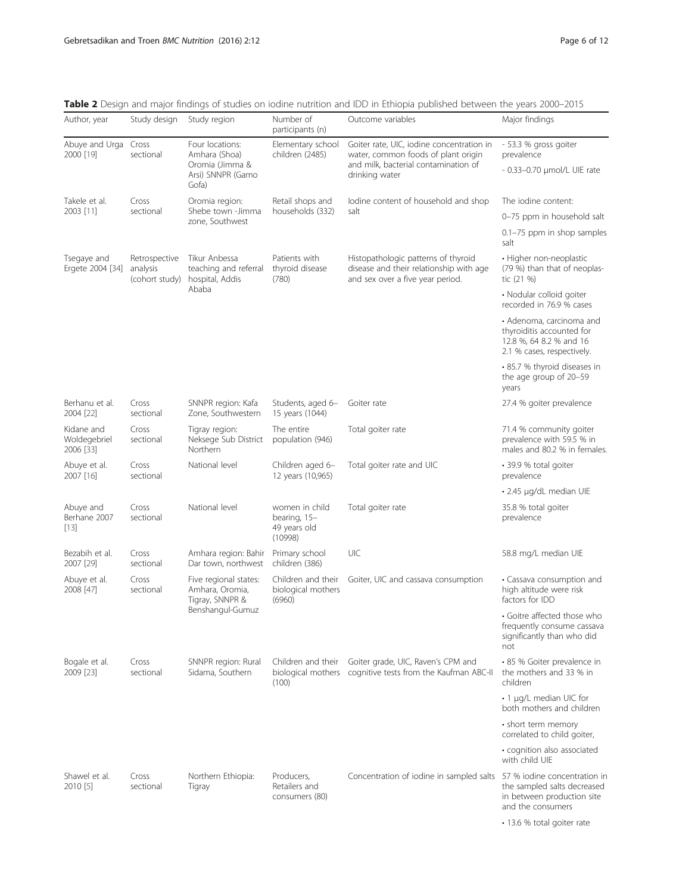**Table 2** Design and major findings of studies on iodine nutrition and IDD in Ethiopia published between the years 2000–2015

| Author, year | Study design | Study region | Number of participants (n) | Outcome variables | Major findings |
|---|---|---|---|---|---|
| Abuye and Urga 2000 [19] | Cross sectional | Four locations: Amhara (Shoa) Oromia (Jimma & Arsi) SNNPR (Gamo Gofa) | Elementary school children (2485) | Goiter rate, UIC, iodine concentration in water, common foods of plant origin and milk, bacterial contamination of drinking water | - 53.3 % gross goiter prevalence<br>- 0.33–0.70 μmol/L UIE rate |
| Takele et al. 2003 [11] | Cross sectional | Oromia region: Shebe town -Jimma zone, Southwest | Retail shops and households (332) | Iodine content of household and shop salt | The iodine content:<br>0–75 ppm in household salt<br>0.1–75 ppm in shop samples salt |
| Tsegaye and Ergete 2004 [34] | Retrospective analysis (cohort study) | Tikur Anbessa teaching and referral hospital, Addis Ababa | Patients with thyroid disease (780) | Histopathologic patterns of thyroid disease and their relationship with age and sex over a five year period. | • Higher non-neoplastic (79 %) than that of neoplastic (21 %)<br>• Nodular colloid goiter recorded in 76.9 % cases<br>• Adenoma, carcinoma and thyroiditis accounted for 12.8 %, 64 8.2 % and 16 2.1 % cases, respectively.<br>• 85.7 % thyroid diseases in the age group of 20–59 years |
| Berhanu et al. 2004 [22] | Cross sectional | SNNPR region: Kafa Zone, Southwestern | Students, aged 6–15 years (1044) | Goiter rate | 27.4 % goiter prevalence |
| Kidane and Woldegebriel 2006 [33] | Cross sectional | Tigray region: Neksege Sub District Northern | The entire population (946) | Total goiter rate | 71.4 % community goiter prevalence with 59.5 % in males and 80.2 % in females. |
| Abuye et al. 2007 [16] | Cross sectional | National level | Children aged 6–12 years (10,965) | Total goiter rate and UIC | • 39.9 % total goiter prevalence<br>• 2.45 μg/dL median UIE |
| Abuye and Berhane 2007 [13] | Cross sectional | National level | women in child bearing, 15–49 years old (10998) | Total goiter rate | 35.8 % total goiter prevalence |
| Bezabih et al. 2007 [29] | Cross sectional | Amhara region: Bahir Dar town, northwest | Primary school children (386) | UIC | 58.8 mg/L median UIE |
| Abuye et al. 2008 [47] | Cross sectional | Five regional states: Amhara, Oromia, Tigray, SNNPR & Benshangul-Gumuz | Children and their biological mothers (6960) | Goiter, UIC and cassava consumption | • Cassava consumption and high altitude were risk factors for IDD<br>• Goitre affected those who frequently consume cassava significantly than who did not |
| Bogale et al. 2009 [23] | Cross sectional | SNNPR region: Rural Sidama, Southern | Children and their biological mothers (100) | Goiter grade, UIC, Raven's CPM and cognitive tests from the Kaufman ABC-II | • 85 % Goiter prevalence in the mothers and 33 % in children<br>• 1 μg/L median UIC for both mothers and children<br>• short term memory correlated to child goiter,<br>• cognition also associated with child UIE |
| Shawel et al. 2010 [5] | Cross sectional | Northern Ethiopia: Tigray | Producers, Retailers and consumers (80) | Concentration of iodine in sampled salts | 57 % iodine concentration in the sampled salts decreased in between production site and the consumers<br>• 13.6 % total goiter rate |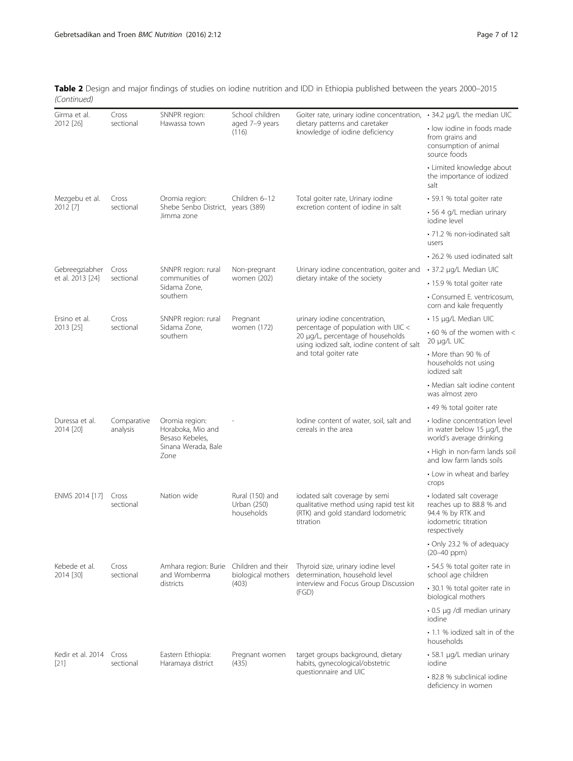**Table 2** Design and major findings of studies on iodine nutrition and IDD in Ethiopia published between the years 2000–2015 *(Continued)*

| Study | Design | Study area | Study population | Variables assessed | Major findings |
|---|---|---|---|---|---|
| Girma et al. 2012 [26] | Cross sectional | SNNPR region: Hawassa town | School children aged 7–9 years (116) | Goiter rate, urinary iodine concentration, dietary patterns and caretaker knowledge of iodine deficiency | • 34.2 µg/L the median UIC<br>• low iodine in foods made from grains and consumption of animal source foods<br>• Limited knowledge about the importance of iodized salt |
| Mezgebu et al. 2012 [7] | Cross sectional | Oromia region: Shebe Senbo District, Jimma zone | Children 6–12 years (389) | Total goiter rate, Urinary iodine excretion content of iodine in salt | • 59.1 % total goiter rate<br>• 56 4 g/L median urinary iodine level<br>• 71.2 % non-iodinated salt users<br>• 26.2 % used iodinated salt |
| Gebreegziabher et al. 2013 [24] | Cross sectional | SNNPR region: rural communities of Sidama Zone, southern | Non-pregnant women (202) | Urinary iodine concentration, goiter and dietary intake of the society | • 37.2 µg/L Median UIC<br>• 15.9 % total goiter rate<br>• Consumed E. ventricosum, corn and kale frequently |
| Ersino et al. 2013 [25] | Cross sectional | SNNPR region: rural Sidama Zone, southern | Pregnant women (172) | urinary iodine concentration, percentage of population with UIC < 20 µg/L, percentage of households using iodized salt, iodine content of salt and total goiter rate | • 15 µg/L Median UIC<br>• 60 % of the women with < 20 µg/L UIC<br>• More than 90 % of households not using iodized salt<br>• Median salt iodine content was almost zero<br>• 49 % total goiter rate |
| Duressa et al. 2014 [20] | Comparative analysis | Oromia region: Horaboka, Mio and Besaso Kebeles, Sinana Werada, Bale Zone | - | Iodine content of water, soil, salt and cereals in the area | • Iodine concentration level in water below 15 µg/l, the world's average drinking<br>• High in non-farm lands soil and low farm lands soils<br>• Low in wheat and barley crops |
| ENMS 2014 [17] | Cross sectional | Nation wide | Rural (150) and Urban (250) households | iodated salt coverage by semi qualitative method using rapid test kit (RTK) and gold standard Iodometric titration | • Iodated salt coverage reaches up to 88.8 % and 94.4 % by RTK and iodometric titration respectively<br>• Only 23.2 % of adequacy (20–40 ppm) |
| Kebede et al. 2014 [30] | Cross sectional | Amhara region: Burie and Womberma districts | Children and their biological mothers (403) | Thyroid size, urinary iodine level determination, household level interview and Focus Group Discussion (FGD) | • 54.5 % total goiter rate in school age children<br>• 30.1 % total goiter rate in biological mothers<br>• 0.5 µg /dl median urinary iodine<br>• 1.1 % iodized salt in of the households |
| Kedir et al. 2014 [21] | Cross sectional | Eastern Ethiopia: Haramaya district | Pregnant women (435) | target groups background, dietary habits, gynecological/obstetric questionnaire and UIC | • 58.1 µg/L median urinary iodine<br>• 82.8 % subclinical iodine deficiency in women |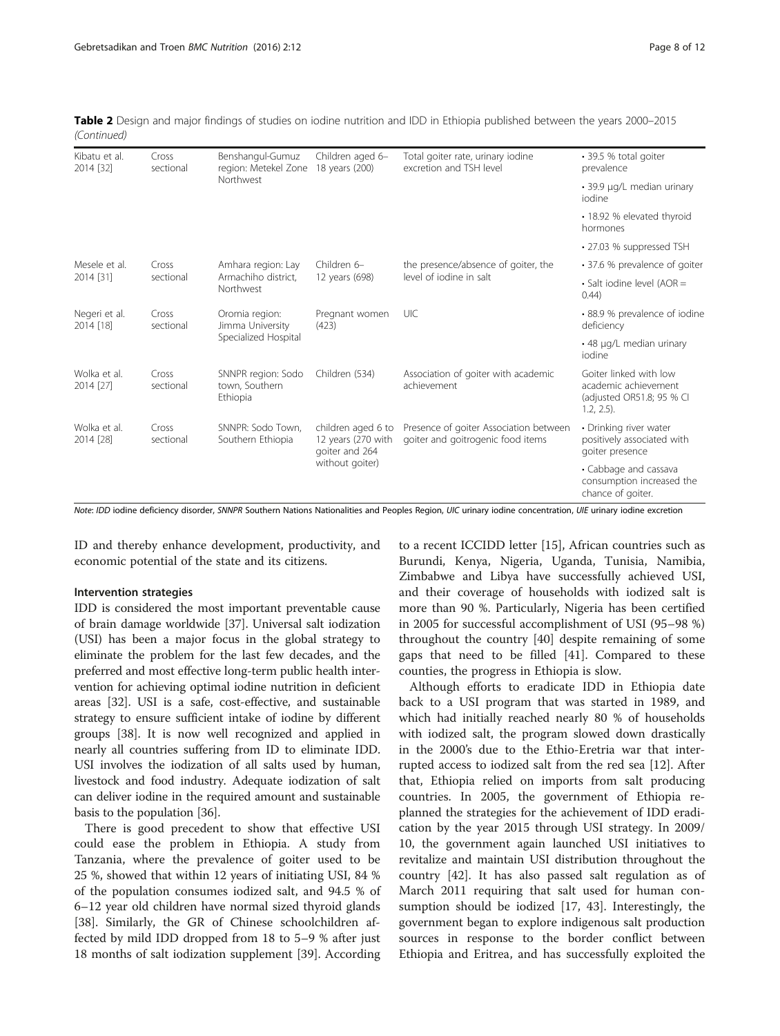**Table 2** Design and major findings of studies on iodine nutrition and IDD in Ethiopia published between the years 2000–2015 *(Continued)*

| | | | | | |
|---|---|---|---|---|---|
| Kibatu et al. 2014 [32] | Cross sectional | Benshangul-Gumuz region: Metekel Zone Northwest | Children aged 6–18 years (200) | Total goiter rate, urinary iodine excretion and TSH level | • 39.5 % total goiter prevalence |
| | | | | | • 39.9 μg/L median urinary iodine |
| | | | | | • 18.92 % elevated thyroid hormones |
| | | | | | • 27.03 % suppressed TSH |
| Mesele et al. 2014 [31] | Cross sectional | Amhara region: Lay Armachiho district, Northwest | Children 6–12 years (698) | the presence/absence of goiter, the level of iodine in salt | • 37.6 % prevalence of goiter |
| | | | | | • Salt iodine level (AOR = 0.44) |
| Negeri et al. 2014 [18] | Cross sectional | Oromia region: Jimma University Specialized Hospital | Pregnant women (423) | UIC | • 88.9 % prevalence of iodine deficiency |
| | | | | | • 48 μg/L median urinary iodine |
| Wolka et al. 2014 [27] | Cross sectional | SNNPR region: Sodo town, Southern Ethiopia | Children (534) | Association of goiter with academic achievement | Goiter linked with low academic achievement (adjusted OR51.8; 95 % CI 1.2, 2.5). |
| Wolka et al. 2014 [28] | Cross sectional | SNNPR: Sodo Town, Southern Ethiopia | children aged 6 to 12 years (270 with goiter and 264 without goiter) | Presence of goiter Association between goiter and goitrogenic food items | • Drinking river water positively associated with goiter presence |
| | | | | | • Cabbage and cassava consumption increased the chance of goiter. |

*Note*: *IDD* iodine deficiency disorder, *SNNPR* Southern Nations Nationalities and Peoples Region, *UIC* urinary iodine concentration, *UIE* urinary iodine excretion

ID and thereby enhance development, productivity, and economic potential of the state and its citizens.

#### Intervention strategies

IDD is considered the most important preventable cause of brain damage worldwide [37]. Universal salt iodization (USI) has been a major focus in the global strategy to eliminate the problem for the last few decades, and the preferred and most effective long-term public health intervention for achieving optimal iodine nutrition in deficient areas [32]. USI is a safe, cost-effective, and sustainable strategy to ensure sufficient intake of iodine by different groups [38]. It is now well recognized and applied in nearly all countries suffering from ID to eliminate IDD. USI involves the iodization of all salts used by human, livestock and food industry. Adequate iodization of salt can deliver iodine in the required amount and sustainable basis to the population [36].

There is good precedent to show that effective USI could ease the problem in Ethiopia. A study from Tanzania, where the prevalence of goiter used to be 25 %, showed that within 12 years of initiating USI, 84 % of the population consumes iodized salt, and 94.5 % of 6–12 year old children have normal sized thyroid glands [38]. Similarly, the GR of Chinese schoolchildren affected by mild IDD dropped from 18 to 5–9 % after just 18 months of salt iodization supplement [39]. According to a recent ICCIDD letter [15], African countries such as Burundi, Kenya, Nigeria, Uganda, Tunisia, Namibia, Zimbabwe and Libya have successfully achieved USI, and their coverage of households with iodized salt is more than 90 %. Particularly, Nigeria has been certified in 2005 for successful accomplishment of USI (95–98 %) throughout the country [40] despite remaining of some gaps that need to be filled [41]. Compared to these counties, the progress in Ethiopia is slow.

Although efforts to eradicate IDD in Ethiopia date back to a USI program that was started in 1989, and which had initially reached nearly 80 % of households with iodized salt, the program slowed down drastically in the 2000's due to the Ethio-Eretria war that interrupted access to iodized salt from the red sea [12]. After that, Ethiopia relied on imports from salt producing countries. In 2005, the government of Ethiopia re-planned the strategies for the achievement of IDD eradication by the year 2015 through USI strategy. In 2009/10, the government again launched USI initiatives to revitalize and maintain USI distribution throughout the country [42]. It has also passed salt regulation as of March 2011 requiring that salt used for human consumption should be iodized [17, 43]. Interestingly, the government began to explore indigenous salt production sources in response to the border conflict between Ethiopia and Eritrea, and has successfully exploited the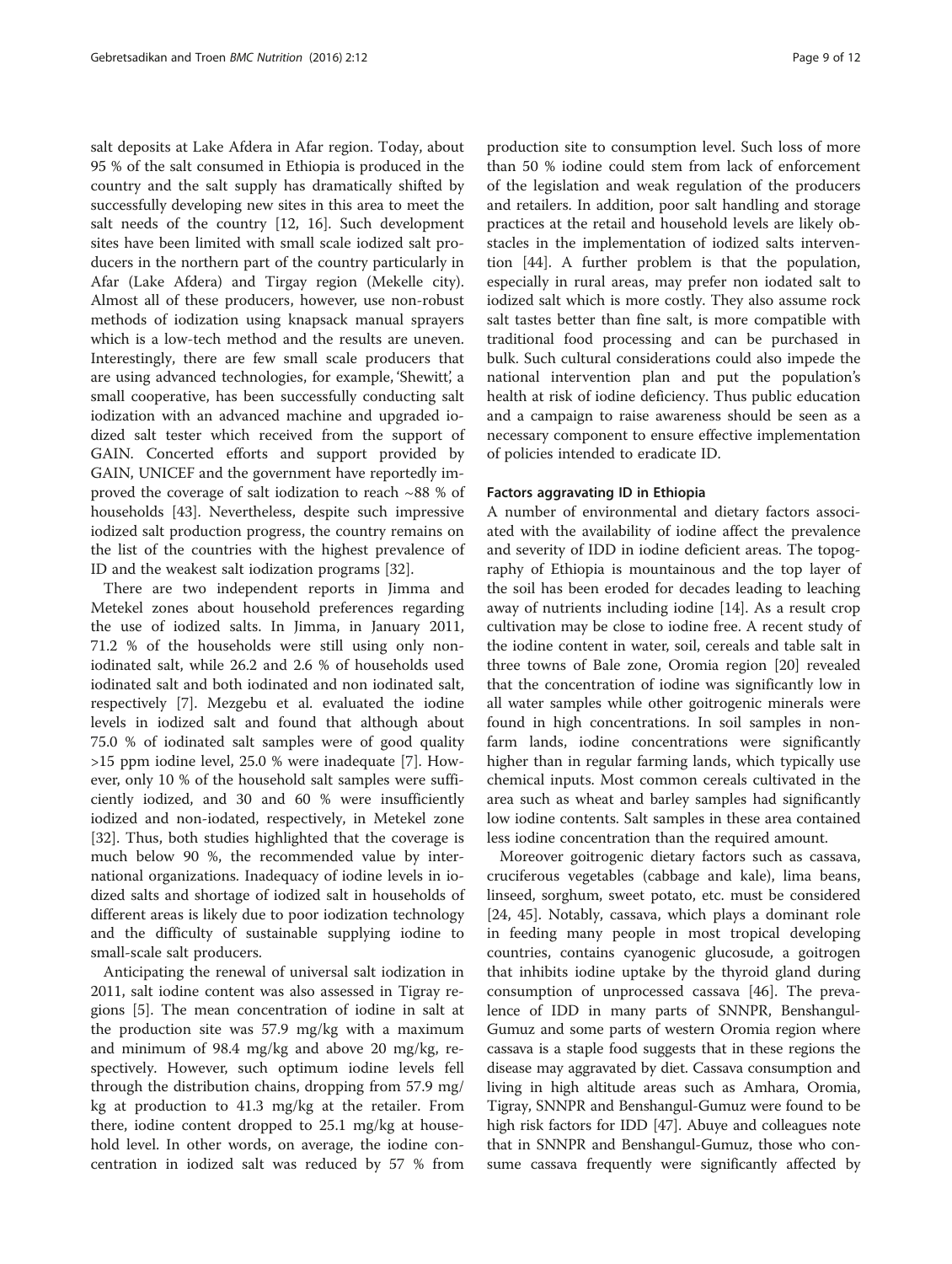salt deposits at Lake Afdera in Afar region. Today, about 95 % of the salt consumed in Ethiopia is produced in the country and the salt supply has dramatically shifted by successfully developing new sites in this area to meet the salt needs of the country [12, 16]. Such development sites have been limited with small scale iodized salt producers in the northern part of the country particularly in Afar (Lake Afdera) and Tirgay region (Mekelle city). Almost all of these producers, however, use non-robust methods of iodization using knapsack manual sprayers which is a low-tech method and the results are uneven. Interestingly, there are few small scale producers that are using advanced technologies, for example, 'Shewitt', a small cooperative, has been successfully conducting salt iodization with an advanced machine and upgraded iodized salt tester which received from the support of GAIN. Concerted efforts and support provided by GAIN, UNICEF and the government have reportedly improved the coverage of salt iodization to reach ~88 % of households [43]. Nevertheless, despite such impressive iodized salt production progress, the country remains on the list of the countries with the highest prevalence of ID and the weakest salt iodization programs [32].

There are two independent reports in Jimma and Metekel zones about household preferences regarding the use of iodized salts. In Jimma, in January 2011, 71.2 % of the households were still using only non-iodinated salt, while 26.2 and 2.6 % of households used iodinated salt and both iodinated and non iodinated salt, respectively [7]. Mezgebu et al. evaluated the iodine levels in iodized salt and found that although about 75.0 % of iodinated salt samples were of good quality >15 ppm iodine level, 25.0 % were inadequate [7]. However, only 10 % of the household salt samples were sufficiently iodized, and 30 and 60 % were insufficiently iodized and non-iodated, respectively, in Metekel zone [32]. Thus, both studies highlighted that the coverage is much below 90 %, the recommended value by international organizations. Inadequacy of iodine levels in iodized salts and shortage of iodized salt in households of different areas is likely due to poor iodization technology and the difficulty of sustainable supplying iodine to small-scale salt producers.

Anticipating the renewal of universal salt iodization in 2011, salt iodine content was also assessed in Tigray regions [5]. The mean concentration of iodine in salt at the production site was 57.9 mg/kg with a maximum and minimum of 98.4 mg/kg and above 20 mg/kg, respectively. However, such optimum iodine levels fell through the distribution chains, dropping from 57.9 mg/kg at production to 41.3 mg/kg at the retailer. From there, iodine content dropped to 25.1 mg/kg at household level. In other words, on average, the iodine concentration in iodized salt was reduced by 57 % from production site to consumption level. Such loss of more than 50 % iodine could stem from lack of enforcement of the legislation and weak regulation of the producers and retailers. In addition, poor salt handling and storage practices at the retail and household levels are likely obstacles in the implementation of iodized salts intervention [44]. A further problem is that the population, especially in rural areas, may prefer non iodated salt to iodized salt which is more costly. They also assume rock salt tastes better than fine salt, is more compatible with traditional food processing and can be purchased in bulk. Such cultural considerations could also impede the national intervention plan and put the population's health at risk of iodine deficiency. Thus public education and a campaign to raise awareness should be seen as a necessary component to ensure effective implementation of policies intended to eradicate ID.

#### Factors aggravating ID in Ethiopia

A number of environmental and dietary factors associated with the availability of iodine affect the prevalence and severity of IDD in iodine deficient areas. The topography of Ethiopia is mountainous and the top layer of the soil has been eroded for decades leading to leaching away of nutrients including iodine [14]. As a result crop cultivation may be close to iodine free. A recent study of the iodine content in water, soil, cereals and table salt in three towns of Bale zone, Oromia region [20] revealed that the concentration of iodine was significantly low in all water samples while other goitrogenic minerals were found in high concentrations. In soil samples in non-farm lands, iodine concentrations were significantly higher than in regular farming lands, which typically use chemical inputs. Most common cereals cultivated in the area such as wheat and barley samples had significantly low iodine contents. Salt samples in these area contained less iodine concentration than the required amount.

Moreover goitrogenic dietary factors such as cassava, cruciferous vegetables (cabbage and kale), lima beans, linseed, sorghum, sweet potato, etc. must be considered [24, 45]. Notably, cassava, which plays a dominant role in feeding many people in most tropical developing countries, contains cyanogenic glucosude, a goitrogen that inhibits iodine uptake by the thyroid gland during consumption of unprocessed cassava [46]. The prevalence of IDD in many parts of SNNPR, Benshangul-Gumuz and some parts of western Oromia region where cassava is a staple food suggests that in these regions the disease may aggravated by diet. Cassava consumption and living in high altitude areas such as Amhara, Oromia, Tigray, SNNPR and Benshangul-Gumuz were found to be high risk factors for IDD [47]. Abuye and colleagues note that in SNNPR and Benshangul-Gumuz, those who consume cassava frequently were significantly affected by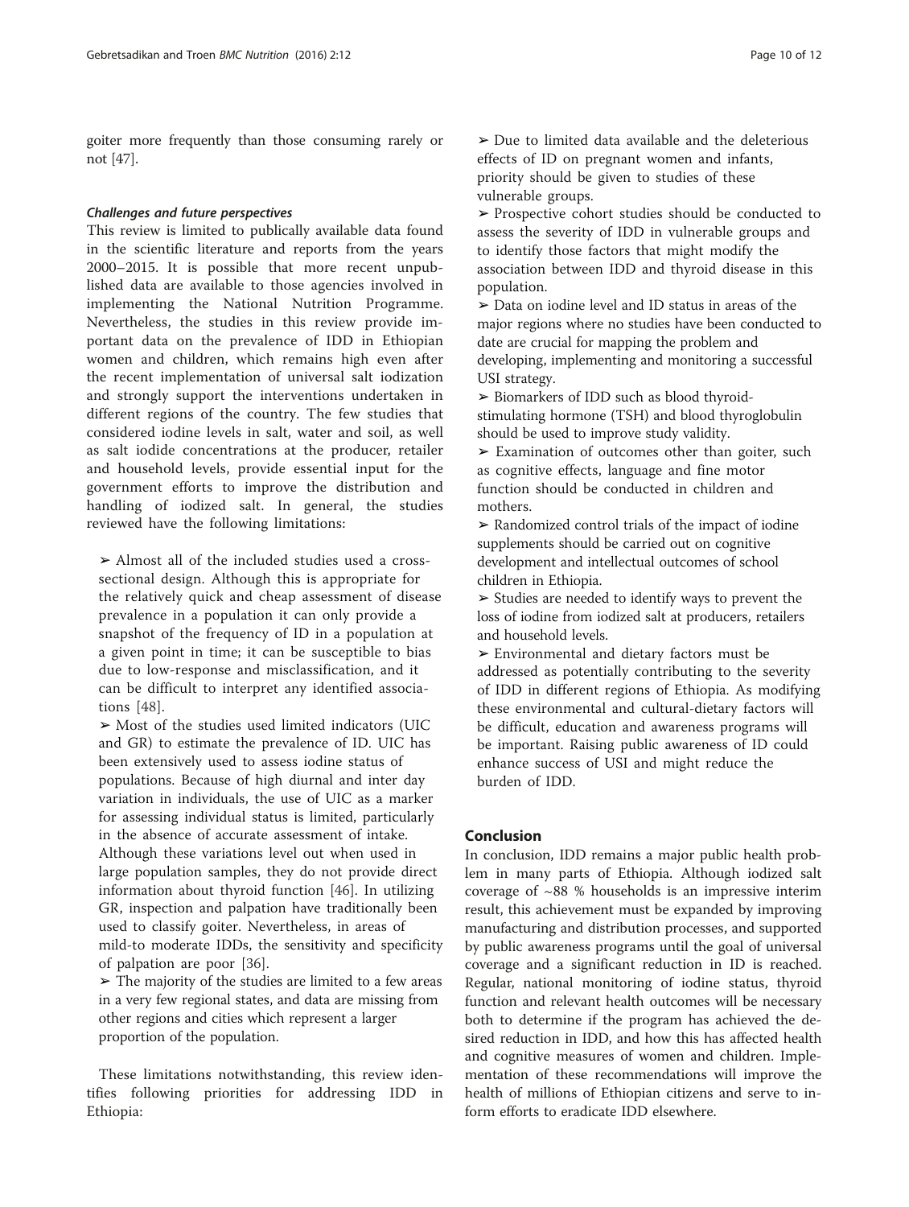goiter more frequently than those consuming rarely or not [47].

#### *Challenges and future perspectives*

This review is limited to publically available data found in the scientific literature and reports from the years 2000–2015. It is possible that more recent unpublished data are available to those agencies involved in implementing the National Nutrition Programme. Nevertheless, the studies in this review provide important data on the prevalence of IDD in Ethiopian women and children, which remains high even after the recent implementation of universal salt iodization and strongly support the interventions undertaken in different regions of the country. The few studies that considered iodine levels in salt, water and soil, as well as salt iodide concentrations at the producer, retailer and household levels, provide essential input for the government efforts to improve the distribution and handling of iodized salt. In general, the studies reviewed have the following limitations:

- ➢ Almost all of the included studies used a cross-sectional design. Although this is appropriate for the relatively quick and cheap assessment of disease prevalence in a population it can only provide a snapshot of the frequency of ID in a population at a given point in time; it can be susceptible to bias due to low-response and misclassification, and it can be difficult to interpret any identified associations [48].
- ➢ Most of the studies used limited indicators (UIC and GR) to estimate the prevalence of ID. UIC has been extensively used to assess iodine status of populations. Because of high diurnal and inter day variation in individuals, the use of UIC as a marker for assessing individual status is limited, particularly in the absence of accurate assessment of intake. Although these variations level out when used in large population samples, they do not provide direct information about thyroid function [46]. In utilizing GR, inspection and palpation have traditionally been used to classify goiter. Nevertheless, in areas of mild-to moderate IDDs, the sensitivity and specificity of palpation are poor [36].
- ➢ The majority of the studies are limited to a few areas in a very few regional states, and data are missing from other regions and cities which represent a larger proportion of the population.

These limitations notwithstanding, this review identifies following priorities for addressing IDD in Ethiopia:

- ➢ Due to limited data available and the deleterious effects of ID on pregnant women and infants, priority should be given to studies of these vulnerable groups.
- ➢ Prospective cohort studies should be conducted to assess the severity of IDD in vulnerable groups and to identify those factors that might modify the association between IDD and thyroid disease in this population.
- ➢ Data on iodine level and ID status in areas of the major regions where no studies have been conducted to date are crucial for mapping the problem and developing, implementing and monitoring a successful USI strategy.
- ➢ Biomarkers of IDD such as blood thyroid-stimulating hormone (TSH) and blood thyroglobulin should be used to improve study validity.
- ➢ Examination of outcomes other than goiter, such as cognitive effects, language and fine motor function should be conducted in children and mothers.
- ➢ Randomized control trials of the impact of iodine supplements should be carried out on cognitive development and intellectual outcomes of school children in Ethiopia.
- ➢ Studies are needed to identify ways to prevent the loss of iodine from iodized salt at producers, retailers and household levels.
- ➢ Environmental and dietary factors must be addressed as potentially contributing to the severity of IDD in different regions of Ethiopia. As modifying these environmental and cultural-dietary factors will be difficult, education and awareness programs will be important. Raising public awareness of ID could enhance success of USI and might reduce the burden of IDD.

## Conclusion

In conclusion, IDD remains a major public health problem in many parts of Ethiopia. Although iodized salt coverage of ~88 % households is an impressive interim result, this achievement must be expanded by improving manufacturing and distribution processes, and supported by public awareness programs until the goal of universal coverage and a significant reduction in ID is reached. Regular, national monitoring of iodine status, thyroid function and relevant health outcomes will be necessary both to determine if the program has achieved the desired reduction in IDD, and how this has affected health and cognitive measures of women and children. Implementation of these recommendations will improve the health of millions of Ethiopian citizens and serve to inform efforts to eradicate IDD elsewhere.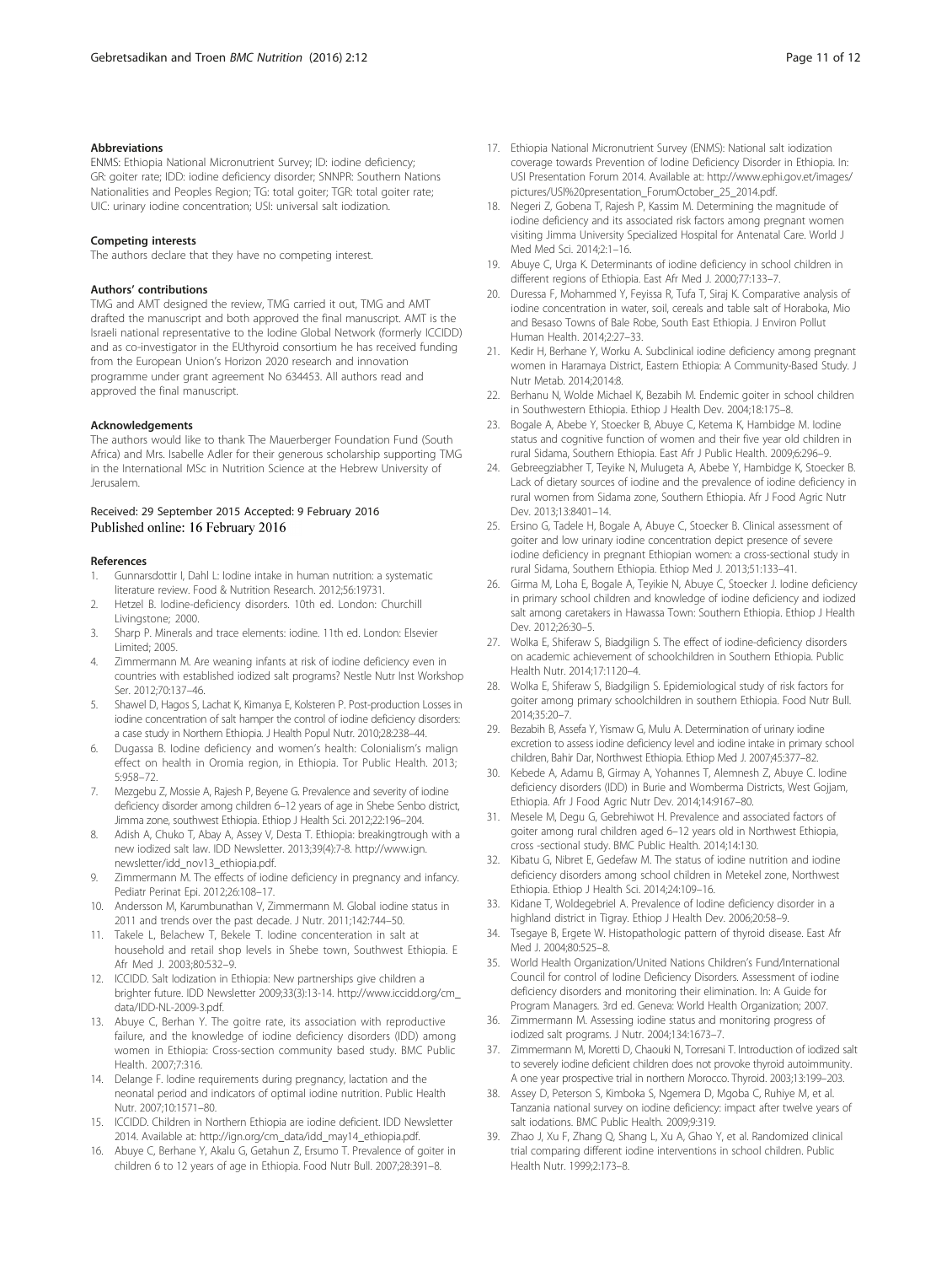### Abbreviations

ENMS: Ethiopia National Micronutrient Survey; ID: iodine deficiency; GR: goiter rate; IDD: iodine deficiency disorder; SNNPR: Southern Nations Nationalities and Peoples Region; TG: total goiter; TGR: total goiter rate; UIC: urinary iodine concentration; USI: universal salt iodization.

### Competing interests

The authors declare that they have no competing interest.

### Authors' contributions

TMG and AMT designed the review, TMG carried it out, TMG and AMT drafted the manuscript and both approved the final manuscript. AMT is the Israeli national representative to the Iodine Global Network (formerly ICCIDD) and as co-investigator in the EUthyroid consortium he has received funding from the European Union's Horizon 2020 research and innovation programme under grant agreement No 634453. All authors read and approved the final manuscript.

### Acknowledgements

The authors would like to thank The Mauerberger Foundation Fund (South Africa) and Mrs. Isabelle Adler for their generous scholarship supporting TMG in the International MSc in Nutrition Science at the Hebrew University of Jerusalem.

Received: 29 September 2015 Accepted: 9 February 2016
Published online: 16 February 2016

### References

1. Gunnarsdottir I, Dahl L: Iodine intake in human nutrition: a systematic literature review. Food & Nutrition Research. 2012;56:19731.
2. Hetzel B. Iodine-deficiency disorders. 10th ed. London: Churchill Livingstone; 2000.
3. Sharp P. Minerals and trace elements: iodine. 11th ed. London: Elsevier Limited; 2005.
4. Zimmermann M. Are weaning infants at risk of iodine deficiency even in countries with established iodized salt programs? Nestle Nutr Inst Workshop Ser. 2012;70:137–46.
5. Shawel D, Hagos S, Lachat K, Kimanya E, Kolsteren P. Post-production Losses in iodine concentration of salt hamper the control of iodine deficiency disorders: a case study in Northern Ethiopia. J Health Popul Nutr. 2010;28:238–44.
6. Dugassa B. Iodine deficiency and women's health: Colonialism's malign effect on health in Oromia region, in Ethiopia. Tor Public Health. 2013; 5:958–72.
7. Mezgebu Z, Mossie A, Rajesh P, Beyene G. Prevalence and severity of iodine deficiency disorder among children 6–12 years of age in Shebe Senbo district, Jimma zone, southwest Ethiopia. Ethiop J Health Sci. 2012;22:196–204.
8. Adish A, Chuko T, Abay A, Assey V, Desta T. Ethiopia: breakingtrough with a new iodized salt law. IDD Newsletter. 2013;39(4):7-8. http://www.ign.newsletter/idd_nov13_ethiopia.pdf.
9. Zimmermann M. The effects of iodine deficiency in pregnancy and infancy. Pediatr Perinat Epi. 2012;26:108–17.
10. Andersson M, Karumbunathan V, Zimmermann M. Global iodine status in 2011 and trends over the past decade. J Nutr. 2011;142:744–50.
11. Takele L, Belachew T, Bekele T. Iodine concenteration in salt at household and retail shop levels in Shebe town, Southwest Ethiopia. E Afr Med J. 2003;80:532–9.
12. ICCIDD. Salt Iodization in Ethiopia: New partnerships give children a brighter future. IDD Newsletter 2009;33(3):13-14. http://www.iccidd.org/cm_data/IDD-NL-2009-3.pdf.
13. Abuye C, Berhan Y. The goitre rate, its association with reproductive failure, and the knowledge of iodine deficiency disorders (IDD) among women in Ethiopia: Cross-section community based study. BMC Public Health. 2007;7:316.
14. Delange F. Iodine requirements during pregnancy, lactation and the neonatal period and indicators of optimal iodine nutrition. Public Health Nutr. 2007;10:1571–80.
15. ICCIDD. Children in Northern Ethiopia are iodine deficient. IDD Newsletter 2014. Available at: http://ign.org/cm_data/idd_may14_ethiopia.pdf.
16. Abuye C, Berhane Y, Akalu G, Getahun Z, Ersumo T. Prevalence of goiter in children 6 to 12 years of age in Ethiopia. Food Nutr Bull. 2007;28:391–8.
17. Ethiopia National Micronutrient Survey (ENMS): National salt iodization coverage towards Prevention of Iodine Deficiency Disorder in Ethiopia. In: USI Presentation Forum 2014. Available at: http://www.ephi.gov.et/images/pictures/USI%20presentation_ForumOctober_25_2014.pdf.
18. Negeri Z, Gobena T, Rajesh P, Kassim M. Determining the magnitude of iodine deficiency and its associated risk factors among pregnant women visiting Jimma University Specialized Hospital for Antenatal Care. World J Med Med Sci. 2014;2:1–16.
19. Abuye C, Urga K. Determinants of iodine deficiency in school children in different regions of Ethiopia. East Afr Med J. 2000;77:133–7.
20. Duressa F, Mohammed Y, Feyissa R, Tufa T, Siraj K. Comparative analysis of iodine concentration in water, soil, cereals and table salt of Horaboka, Mio and Besaso Towns of Bale Robe, South East Ethiopia. J Environ Pollut Human Health. 2014;2:27–33.
21. Kedir H, Berhane Y, Worku A. Subclinical iodine deficiency among pregnant women in Haramaya District, Eastern Ethiopia: A Community-Based Study. J Nutr Metab. 2014;2014:8.
22. Berhanu N, Wolde Michael K, Bezabih M. Endemic goiter in school children in Southwestern Ethiopia. Ethiop J Health Dev. 2004;18:175–8.
23. Bogale A, Abebe Y, Stoecker B, Abuye C, Ketema K, Hambidge M. Iodine status and cognitive function of women and their five year old children in rural Sidama, Southern Ethiopia. East Afr J Public Health. 2009;6:296–9.
24. Gebreegziabher T, Teyike N, Mulugeta A, Abebe Y, Hambidge K, Stoecker B. Lack of dietary sources of iodine and the prevalence of iodine deficiency in rural women from Sidama zone, Southern Ethiopia. Afr J Food Agric Nutr Dev. 2013;13:8401–14.
25. Ersino G, Tadele H, Bogale A, Abuye C, Stoecker B. Clinical assessment of goiter and low urinary iodine concentration depict presence of severe iodine deficiency in pregnant Ethiopian women: a cross-sectional study in rural Sidama, Southern Ethiopia. Ethiop Med J. 2013;51:133–41.
26. Girma M, Loha E, Bogale A, Teyikie N, Abuye C, Stoecker J. Iodine deficiency in primary school children and knowledge of iodine deficiency and iodized salt among caretakers in Hawassa Town: Southern Ethiopia. Ethiop J Health Dev. 2012;26:30–5.
27. Wolka E, Shiferaw S, Biadgilign S. The effect of iodine-deficiency disorders on academic achievement of schoolchildren in Southern Ethiopia. Public Health Nutr. 2014;17:1120–4.
28. Wolka E, Shiferaw S, Biadgilign S. Epidemiological study of risk factors for goiter among primary schoolchildren in southern Ethiopia. Food Nutr Bull. 2014;35:20–7.
29. Bezabih B, Assefa Y, Yismaw G, Mulu A. Determination of urinary iodine excretion to assess iodine deficiency level and iodine intake in primary school children, Bahir Dar, Northwest Ethiopia. Ethiop Med J. 2007;45:377–82.
30. Kebede A, Adamu B, Girmay A, Yohannes T, Alemnesh Z, Abuye C. Iodine deficiency disorders (IDD) in Burie and Womberma Districts, West Gojjam, Ethiopia. Afr J Food Agric Nutr Dev. 2014;14:9167–80.
31. Mesele M, Degu G, Gebrehiwot H. Prevalence and associated factors of goiter among rural children aged 6–12 years old in Northwest Ethiopia, cross -sectional study. BMC Public Health. 2014;14:130.
32. Kibatu G, Nibret E, Gedefaw M. The status of iodine nutrition and iodine deficiency disorders among school children in Metekel zone, Northwest Ethiopia. Ethiop J Health Sci. 2014;24:109–16.
33. Kidane T, Woldegebriel A. Prevalence of Iodine deficiency disorder in a highland district in Tigray. Ethiop J Health Dev. 2006;20:58–9.
34. Tsegaye B, Ergete W. Histopathologic pattern of thyroid disease. East Afr Med J. 2004;80:525–8.
35. World Health Organization/United Nations Children's Fund/International Council for control of Iodine Deficiency Disorders. Assessment of iodine deficiency disorders and monitoring their elimination. In: A Guide for Program Managers. 3rd ed. Geneva: World Health Organization; 2007.
36. Zimmermann M. Assessing iodine status and monitoring progress of iodized salt programs. J Nutr. 2004;134:1673–7.
37. Zimmermann M, Moretti D, Chaouki N, Torresani T. Introduction of iodized salt to severely iodine deficient children does not provoke thyroid autoimmunity. A one year prospective trial in northern Morocco. Thyroid. 2003;13:199–203.
38. Assey D, Peterson S, Kimboka S, Ngemera D, Mgoba C, Ruhiye M, et al. Tanzania national survey on iodine deficiency: impact after twelve years of salt iodations. BMC Public Health. 2009;9:319.
39. Zhao J, Xu F, Zhang Q, Shang L, Xu A, Ghao Y, et al. Randomized clinical trial comparing different iodine interventions in school children. Public Health Nutr. 1999;2:173–8.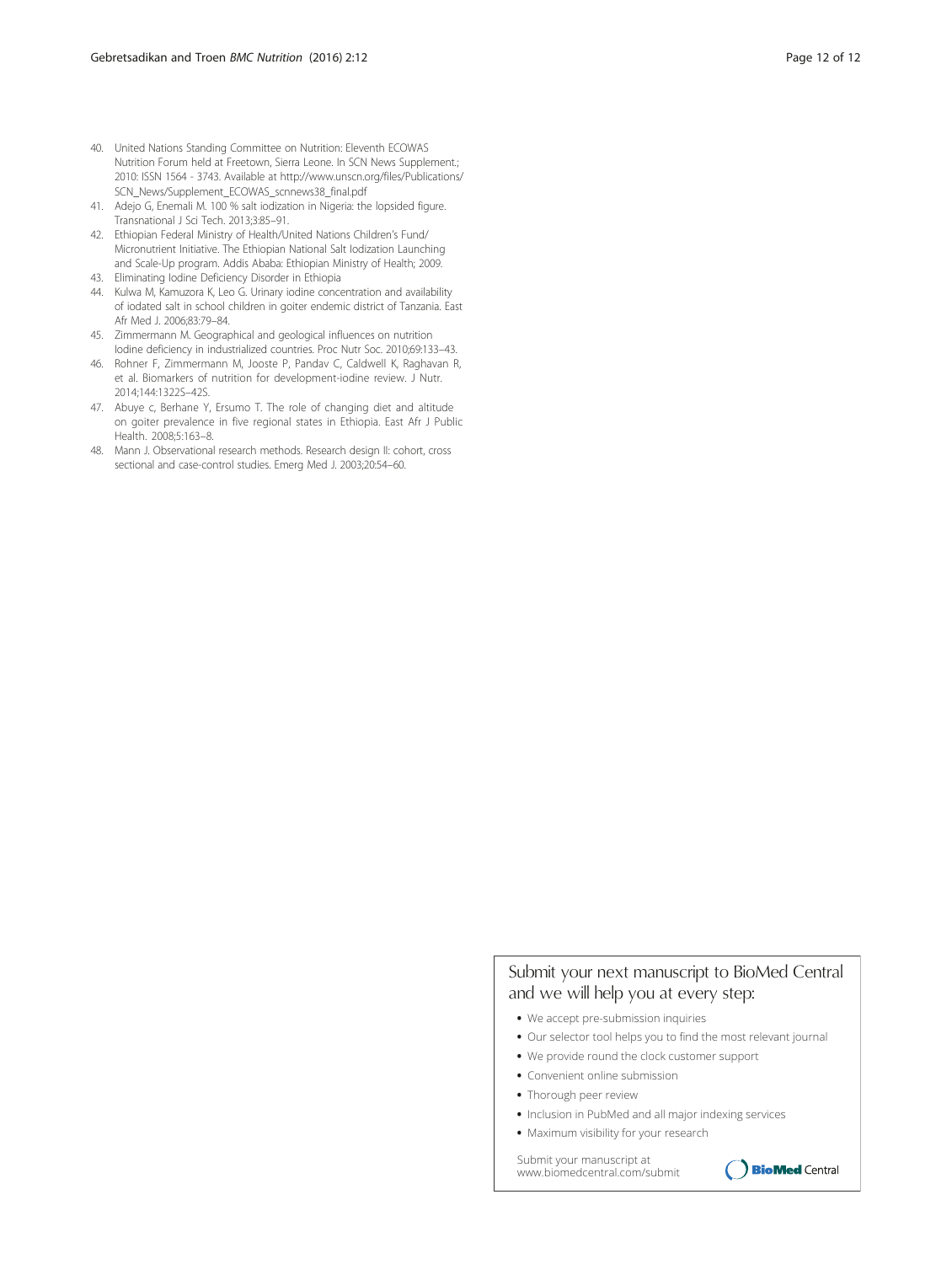40. United Nations Standing Committee on Nutrition: Eleventh ECOWAS Nutrition Forum held at Freetown, Sierra Leone. In SCN News Supplement.; 2010: ISSN 1564 - 3743. Available at http://www.unscn.org/files/Publications/SCN_News/Supplement_ECOWAS_scnnews38_final.pdf
41. Adejo G, Enemali M. 100 % salt iodization in Nigeria: the lopsided figure. Transnational J Sci Tech. 2013;3:85–91.
42. Ethiopian Federal Ministry of Health/United Nations Children's Fund/Micronutrient Initiative. The Ethiopian National Salt Iodization Launching and Scale-Up program. Addis Ababa: Ethiopian Ministry of Health; 2009.
43. Eliminating Iodine Deficiency Disorder in Ethiopia
44. Kulwa M, Kamuzora K, Leo G. Urinary iodine concentration and availability of iodated salt in school children in goiter endemic district of Tanzania. East Afr Med J. 2006;83:79–84.
45. Zimmermann M. Geographical and geological influences on nutrition Iodine deficiency in industrialized countries. Proc Nutr Soc. 2010;69:133–43.
46. Rohner F, Zimmermann M, Jooste P, Pandav C, Caldwell K, Raghavan R, et al. Biomarkers of nutrition for development-iodine review. J Nutr. 2014;144:1322S–42S.
47. Abuye c, Berhane Y, Ersumo T. The role of changing diet and altitude on goiter prevalence in five regional states in Ethiopia. East Afr J Public Health. 2008;5:163–8.
48. Mann J. Observational research methods. Research design II: cohort, cross sectional and case-control studies. Emerg Med J. 2003;20:54–60.

Submit your next manuscript to BioMed Central and we will help you at every step:

- We accept pre-submission inquiries
- Our selector tool helps you to find the most relevant journal
- We provide round the clock customer support
- Convenient online submission
- Thorough peer review
- Inclusion in PubMed and all major indexing services
- Maximum visibility for your research

Submit your manuscript at
www.biomedcentral.com/submit

BioMed Central